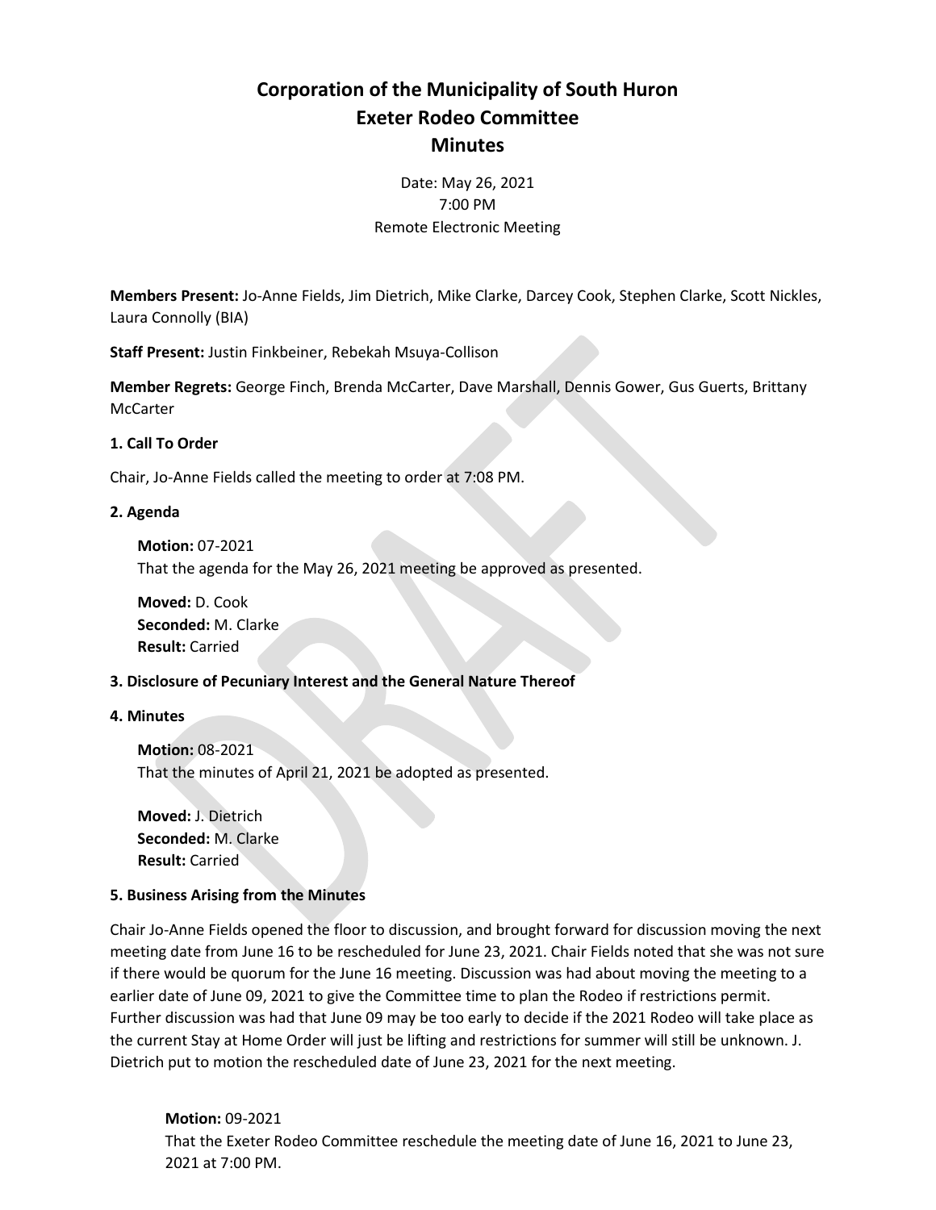# Corporation of the Municipality of South Huron
# Exeter Rodeo Committee
# Minutes

Date: May 26, 2021
7:00 PM
Remote Electronic Meeting

**Members Present:** Jo-Anne Fields, Jim Dietrich, Mike Clarke, Darcey Cook, Stephen Clarke, Scott Nickles, Laura Connolly (BIA)

**Staff Present:** Justin Finkbeiner, Rebekah Msuya-Collison

**Member Regrets:** George Finch, Brenda McCarter, Dave Marshall, Dennis Gower, Gus Guerts, Brittany McCarter

**1. Call To Order**

Chair, Jo-Anne Fields called the meeting to order at 7:08 PM.

**2. Agenda**

**Motion:** 07-2021
That the agenda for the May 26, 2021 meeting be approved as presented.

**Moved:** D. Cook
**Seconded:** M. Clarke
**Result:** Carried

**3. Disclosure of Pecuniary Interest and the General Nature Thereof**

**4. Minutes**

**Motion:** 08-2021
That the minutes of April 21, 2021 be adopted as presented.

**Moved:** J. Dietrich
**Seconded:** M. Clarke
**Result:** Carried

**5. Business Arising from the Minutes**

Chair Jo-Anne Fields opened the floor to discussion, and brought forward for discussion moving the next meeting date from June 16 to be rescheduled for June 23, 2021. Chair Fields noted that she was not sure if there would be quorum for the June 16 meeting. Discussion was had about moving the meeting to a earlier date of June 09, 2021 to give the Committee time to plan the Rodeo if restrictions permit. Further discussion was had that June 09 may be too early to decide if the 2021 Rodeo will take place as the current Stay at Home Order will just be lifting and restrictions for summer will still be unknown. J. Dietrich put to motion the rescheduled date of June 23, 2021 for the next meeting.

**Motion:** 09-2021
That the Exeter Rodeo Committee reschedule the meeting date of June 16, 2021 to June 23, 2021 at 7:00 PM.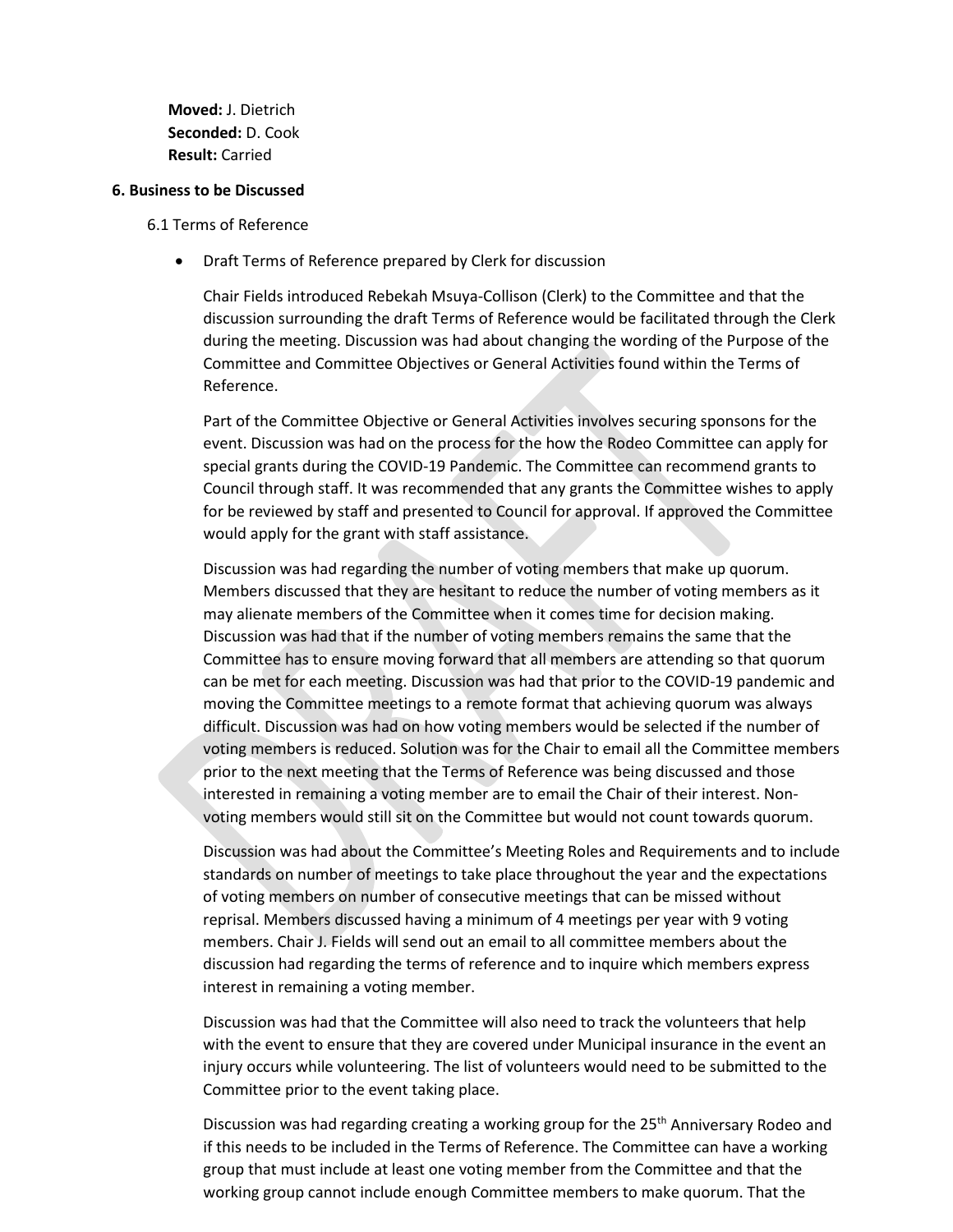**Moved:** J. Dietrich
**Seconded:** D. Cook
**Result:** Carried

**6. Business to be Discussed**

6.1 Terms of Reference

- Draft Terms of Reference prepared by Clerk for discussion

  Chair Fields introduced Rebekah Msuya-Collison (Clerk) to the Committee and that the discussion surrounding the draft Terms of Reference would be facilitated through the Clerk during the meeting. Discussion was had about changing the wording of the Purpose of the Committee and Committee Objectives or General Activities found within the Terms of Reference.

  Part of the Committee Objective or General Activities involves securing sponsons for the event. Discussion was had on the process for the how the Rodeo Committee can apply for special grants during the COVID-19 Pandemic. The Committee can recommend grants to Council through staff. It was recommended that any grants the Committee wishes to apply for be reviewed by staff and presented to Council for approval. If approved the Committee would apply for the grant with staff assistance.

  Discussion was had regarding the number of voting members that make up quorum. Members discussed that they are hesitant to reduce the number of voting members as it may alienate members of the Committee when it comes time for decision making. Discussion was had that if the number of voting members remains the same that the Committee has to ensure moving forward that all members are attending so that quorum can be met for each meeting. Discussion was had that prior to the COVID-19 pandemic and moving the Committee meetings to a remote format that achieving quorum was always difficult. Discussion was had on how voting members would be selected if the number of voting members is reduced. Solution was for the Chair to email all the Committee members prior to the next meeting that the Terms of Reference was being discussed and those interested in remaining a voting member are to email the Chair of their interest. Non-voting members would still sit on the Committee but would not count towards quorum.

  Discussion was had about the Committee's Meeting Roles and Requirements and to include standards on number of meetings to take place throughout the year and the expectations of voting members on number of consecutive meetings that can be missed without reprisal. Members discussed having a minimum of 4 meetings per year with 9 voting members. Chair J. Fields will send out an email to all committee members about the discussion had regarding the terms of reference and to inquire which members express interest in remaining a voting member.

  Discussion was had that the Committee will also need to track the volunteers that help with the event to ensure that they are covered under Municipal insurance in the event an injury occurs while volunteering. The list of volunteers would need to be submitted to the Committee prior to the event taking place.

  Discussion was had regarding creating a working group for the 25th Anniversary Rodeo and if this needs to be included in the Terms of Reference. The Committee can have a working group that must include at least one voting member from the Committee and that the working group cannot include enough Committee members to make quorum. That the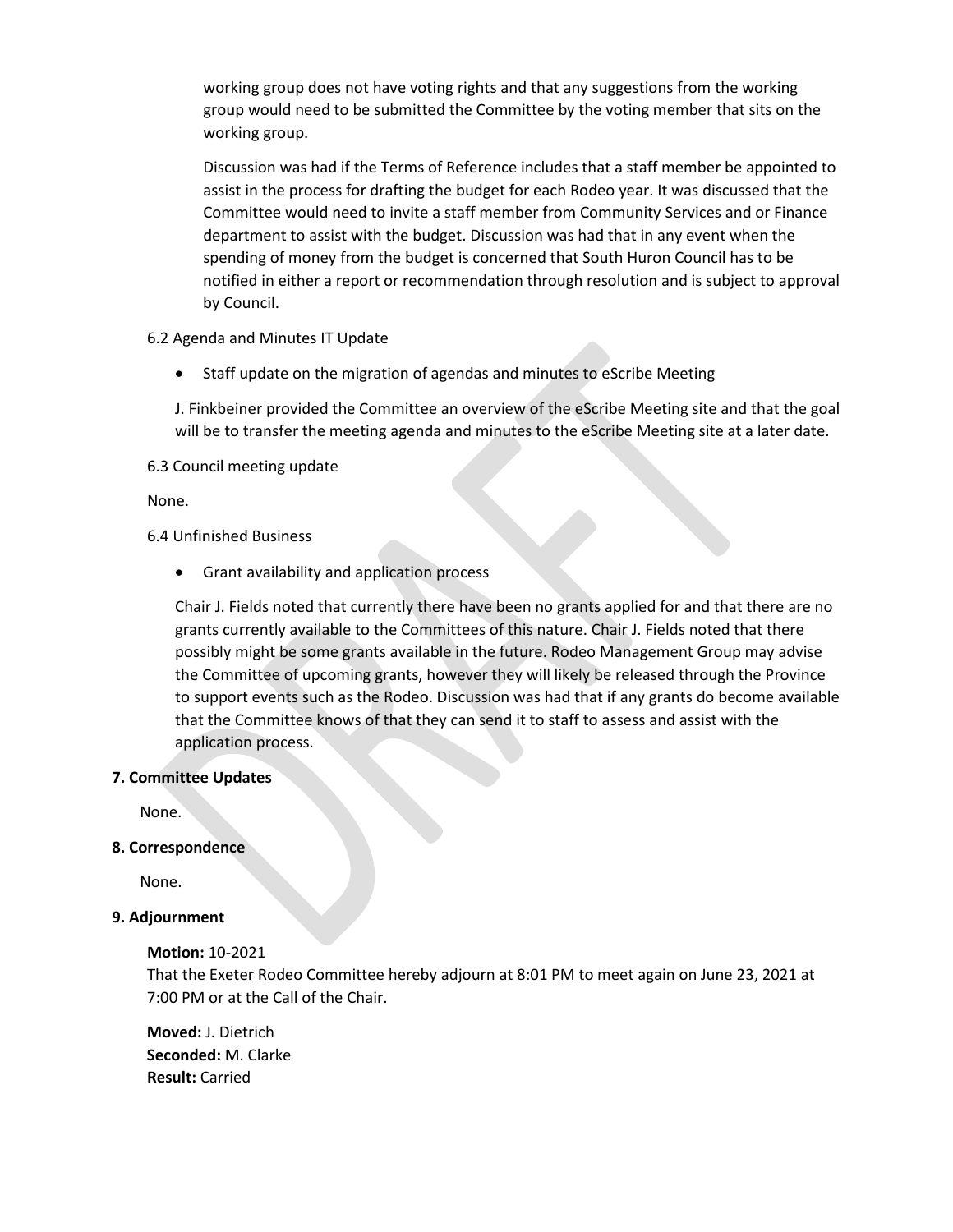working group does not have voting rights and that any suggestions from the working group would need to be submitted the Committee by the voting member that sits on the working group.

Discussion was had if the Terms of Reference includes that a staff member be appointed to assist in the process for drafting the budget for each Rodeo year. It was discussed that the Committee would need to invite a staff member from Community Services and or Finance department to assist with the budget. Discussion was had that in any event when the spending of money from the budget is concerned that South Huron Council has to be notified in either a report or recommendation through resolution and is subject to approval by Council.

6.2 Agenda and Minutes IT Update

- Staff update on the migration of agendas and minutes to eScribe Meeting

J. Finkbeiner provided the Committee an overview of the eScribe Meeting site and that the goal will be to transfer the meeting agenda and minutes to the eScribe Meeting site at a later date.

6.3 Council meeting update

None.

6.4 Unfinished Business

- Grant availability and application process

Chair J. Fields noted that currently there have been no grants applied for and that there are no grants currently available to the Committees of this nature. Chair J. Fields noted that there possibly might be some grants available in the future. Rodeo Management Group may advise the Committee of upcoming grants, however they will likely be released through the Province to support events such as the Rodeo. Discussion was had that if any grants do become available that the Committee knows of that they can send it to staff to assess and assist with the application process.

**7. Committee Updates**

None.

**8. Correspondence**

None.

**9. Adjournment**

**Motion:** 10-2021
That the Exeter Rodeo Committee hereby adjourn at 8:01 PM to meet again on June 23, 2021 at 7:00 PM or at the Call of the Chair.

**Moved:** J. Dietrich
**Seconded:** M. Clarke
**Result:** Carried